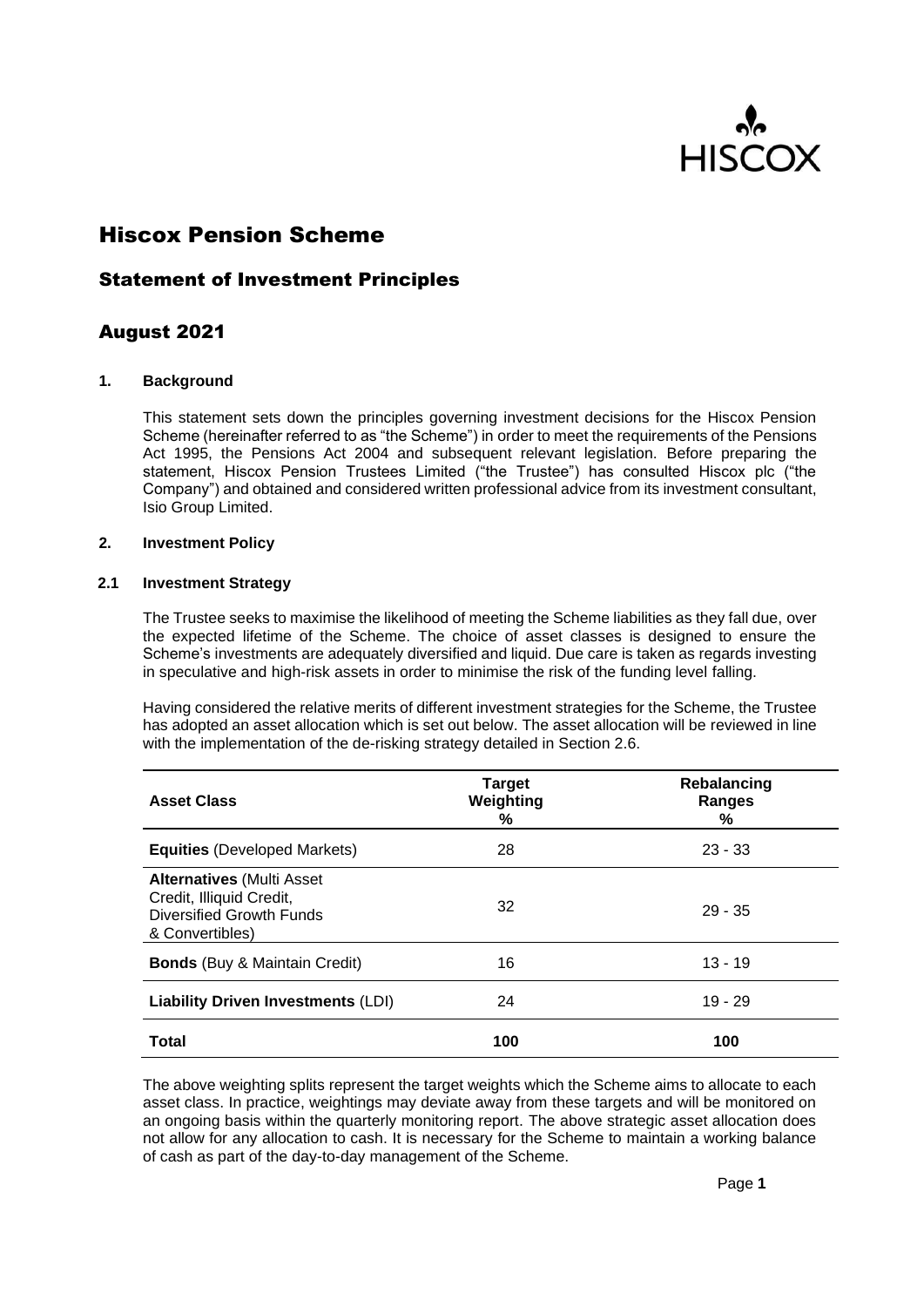# Hiscox Pension Scheme

## Statement of Investment Principles

## August 2021

### 1. Background

This statement sets down the principles governing investment decisions for the Hiscox Pension Scheme (hereinafter referred to as "the Scheme") in order to meet the requirements of the Pensions Act 1995, the Pensions Act 2004 and subsequent relevant legislation. Before preparing the statement, Hiscox Pension Trustees Limited ("the Trustee") has consulted Hiscox plc ("the Company") and obtained and considered written professional advice from its investment consultant, Isio Group Limited.

### 2. Investment Policy

#### 2.1 Investment Strategy

The Trustee seeks to maximise the likelihood of meeting the Scheme liabilities as they fall due, over the expected lifetime of the Scheme. The choice of asset classes is designed to ensure the Scheme's investments are adequately diversified and liquid. Due care is taken as regards investing in speculative and high-risk assets in order to minimise the risk of the funding level falling.

Having considered the relative merits of different investment strategies for the Scheme, the Trustee has adopted an asset allocation which is set out below. The asset allocation will be reviewed in line with the implementation of the de-risking strategy detailed in Section 2.6.

| Asset Class | Target Weighting % | Rebalancing Ranges % |
|---|---|---|
| **Equities** (Developed Markets) | 28 | 23 - 33 |
| **Alternatives** (Multi Asset Credit, Illiquid Credit, Diversified Growth Funds & Convertibles) | 32 | 29 - 35 |
| **Bonds** (Buy & Maintain Credit) | 16 | 13 - 19 |
| **Liability Driven Investments** (LDI) | 24 | 19 - 29 |
| **Total** | **100** | **100** |

The above weighting splits represent the target weights which the Scheme aims to allocate to each asset class. In practice, weightings may deviate away from these targets and will be monitored on an ongoing basis within the quarterly monitoring report. The above strategic asset allocation does not allow for any allocation to cash. It is necessary for the Scheme to maintain a working balance of cash as part of the day-to-day management of the Scheme.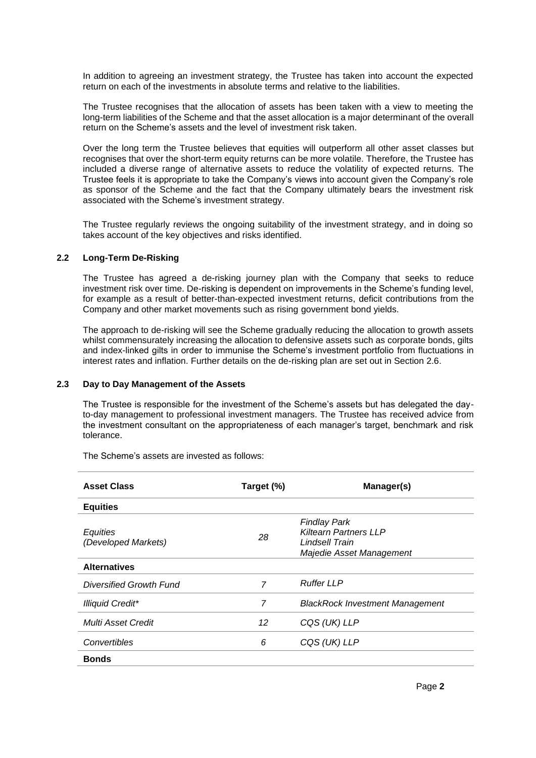In addition to agreeing an investment strategy, the Trustee has taken into account the expected return on each of the investments in absolute terms and relative to the liabilities.

The Trustee recognises that the allocation of assets has been taken with a view to meeting the long-term liabilities of the Scheme and that the asset allocation is a major determinant of the overall return on the Scheme's assets and the level of investment risk taken.

Over the long term the Trustee believes that equities will outperform all other asset classes but recognises that over the short-term equity returns can be more volatile. Therefore, the Trustee has included a diverse range of alternative assets to reduce the volatility of expected returns. The Trustee feels it is appropriate to take the Company's views into account given the Company's role as sponsor of the Scheme and the fact that the Company ultimately bears the investment risk associated with the Scheme's investment strategy.

The Trustee regularly reviews the ongoing suitability of the investment strategy, and in doing so takes account of the key objectives and risks identified.

### 2.2 Long-Term De-Risking

The Trustee has agreed a de-risking journey plan with the Company that seeks to reduce investment risk over time. De-risking is dependent on improvements in the Scheme's funding level, for example as a result of better-than-expected investment returns, deficit contributions from the Company and other market movements such as rising government bond yields.

The approach to de-risking will see the Scheme gradually reducing the allocation to growth assets whilst commensurately increasing the allocation to defensive assets such as corporate bonds, gilts and index-linked gilts in order to immunise the Scheme's investment portfolio from fluctuations in interest rates and inflation. Further details on the de-risking plan are set out in Section 2.6.

### 2.3 Day to Day Management of the Assets

The Trustee is responsible for the investment of the Scheme's assets but has delegated the day-to-day management to professional investment managers. The Trustee has received advice from the investment consultant on the appropriateness of each manager's target, benchmark and risk tolerance.

The Scheme's assets are invested as follows:

| Asset Class | Target (%) | Manager(s) |
|---|---|---|
| **Equities** | | |
| *Equities (Developed Markets)* | *28* | *Findlay Park*<br>*Kiltearn Partners LLP*<br>*Lindsell Train*<br>*Majedie Asset Management* |
| **Alternatives** | | |
| *Diversified Growth Fund* | *7* | *Ruffer LLP* |
| *Illiquid Credit** | *7* | *BlackRock Investment Management* |
| *Multi Asset Credit* | *12* | *CQS (UK) LLP* |
| *Convertibles* | *6* | *CQS (UK) LLP* |
| **Bonds** | | |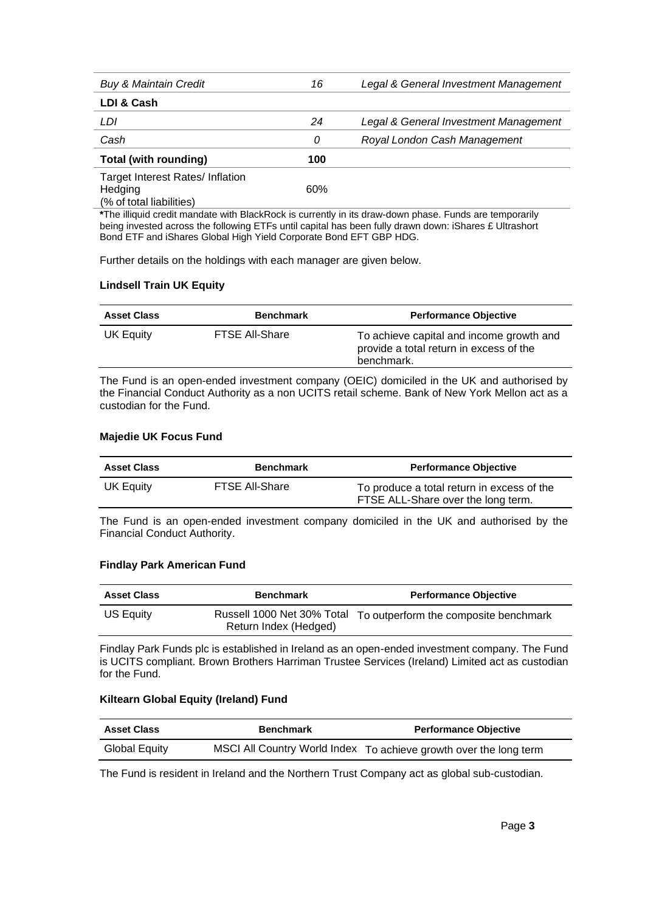| | | |
|---|---|---|
| *Buy & Maintain Credit* | *16* | *Legal & General Investment Management* |
| **LDI & Cash** | | |
| *LDI* | *24* | *Legal & General Investment Management* |
| *Cash* | *0* | *Royal London Cash Management* |
| **Total (with rounding)** | **100** | |
| Target Interest Rates/ Inflation Hedging (% of total liabilities) | 60% | |

**\***The illiquid credit mandate with BlackRock is currently in its draw-down phase. Funds are temporarily being invested across the following ETFs until capital has been fully drawn down: iShares £ Ultrashort Bond ETF and iShares Global High Yield Corporate Bond EFT GBP HDG.

Further details on the holdings with each manager are given below.

**Lindsell Train UK Equity**

| Asset Class | Benchmark | Performance Objective |
|---|---|---|
| UK Equity | FTSE All-Share | To achieve capital and income growth and provide a total return in excess of the benchmark. |

The Fund is an open-ended investment company (OEIC) domiciled in the UK and authorised by the Financial Conduct Authority as a non UCITS retail scheme. Bank of New York Mellon act as a custodian for the Fund.

**Majedie UK Focus Fund**

| Asset Class | Benchmark | Performance Objective |
|---|---|---|
| UK Equity | FTSE All-Share | To produce a total return in excess of the FTSE ALL-Share over the long term. |

The Fund is an open-ended investment company domiciled in the UK and authorised by the Financial Conduct Authority.

**Findlay Park American Fund**

| Asset Class | Benchmark | Performance Objective |
|---|---|---|
| US Equity | Russell 1000 Net 30% Total Return Index (Hedged) | To outperform the composite benchmark |

Findlay Park Funds plc is established in Ireland as an open-ended investment company. The Fund is UCITS compliant. Brown Brothers Harriman Trustee Services (Ireland) Limited act as custodian for the Fund.

**Kiltearn Global Equity (Ireland) Fund**

| Asset Class | Benchmark | Performance Objective |
|---|---|---|
| Global Equity | MSCI All Country World Index | To achieve growth over the long term |

The Fund is resident in Ireland and the Northern Trust Company act as global sub-custodian.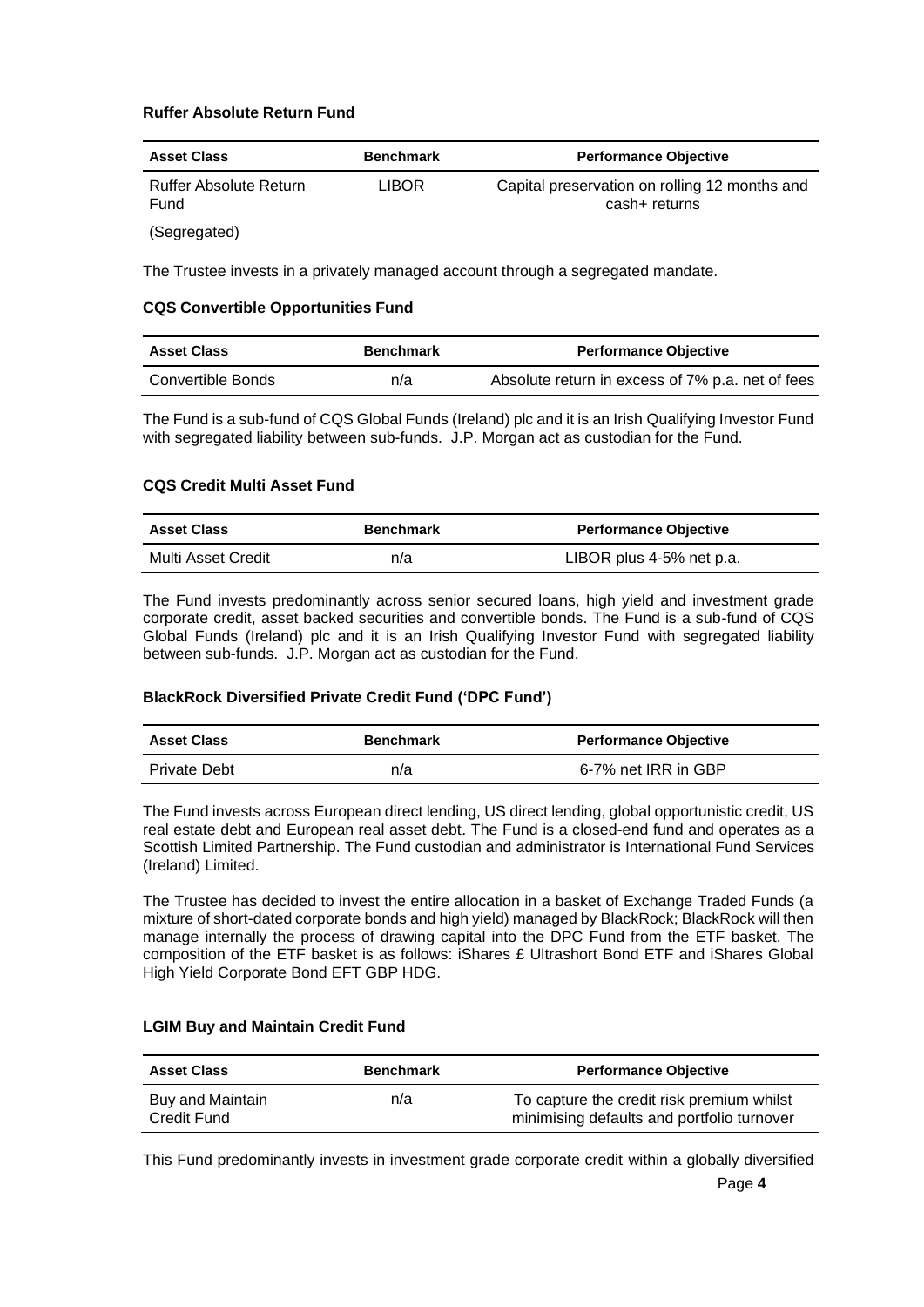**Ruffer Absolute Return Fund**

| Asset Class | Benchmark | Performance Objective |
|---|---|---|
| Ruffer Absolute Return Fund (Segregated) | LIBOR | Capital preservation on rolling 12 months and cash+ returns |

The Trustee invests in a privately managed account through a segregated mandate.

**CQS Convertible Opportunities Fund**

| Asset Class | Benchmark | Performance Objective |
|---|---|---|
| Convertible Bonds | n/a | Absolute return in excess of 7% p.a. net of fees |

The Fund is a sub-fund of CQS Global Funds (Ireland) plc and it is an Irish Qualifying Investor Fund with segregated liability between sub-funds. J.P. Morgan act as custodian for the Fund.

**CQS Credit Multi Asset Fund**

| Asset Class | Benchmark | Performance Objective |
|---|---|---|
| Multi Asset Credit | n/a | LIBOR plus 4-5% net p.a. |

The Fund invests predominantly across senior secured loans, high yield and investment grade corporate credit, asset backed securities and convertible bonds. The Fund is a sub-fund of CQS Global Funds (Ireland) plc and it is an Irish Qualifying Investor Fund with segregated liability between sub-funds. J.P. Morgan act as custodian for the Fund.

**BlackRock Diversified Private Credit Fund ('DPC Fund')**

| Asset Class | Benchmark | Performance Objective |
|---|---|---|
| Private Debt | n/a | 6-7% net IRR in GBP |

The Fund invests across European direct lending, US direct lending, global opportunistic credit, US real estate debt and European real asset debt. The Fund is a closed-end fund and operates as a Scottish Limited Partnership. The Fund custodian and administrator is International Fund Services (Ireland) Limited.

The Trustee has decided to invest the entire allocation in a basket of Exchange Traded Funds (a mixture of short-dated corporate bonds and high yield) managed by BlackRock; BlackRock will then manage internally the process of drawing capital into the DPC Fund from the ETF basket. The composition of the ETF basket is as follows: iShares £ Ultrashort Bond ETF and iShares Global High Yield Corporate Bond EFT GBP HDG.

**LGIM Buy and Maintain Credit Fund**

| Asset Class | Benchmark | Performance Objective |
|---|---|---|
| Buy and Maintain Credit Fund | n/a | To capture the credit risk premium whilst minimising defaults and portfolio turnover |

This Fund predominantly invests in investment grade corporate credit within a globally diversified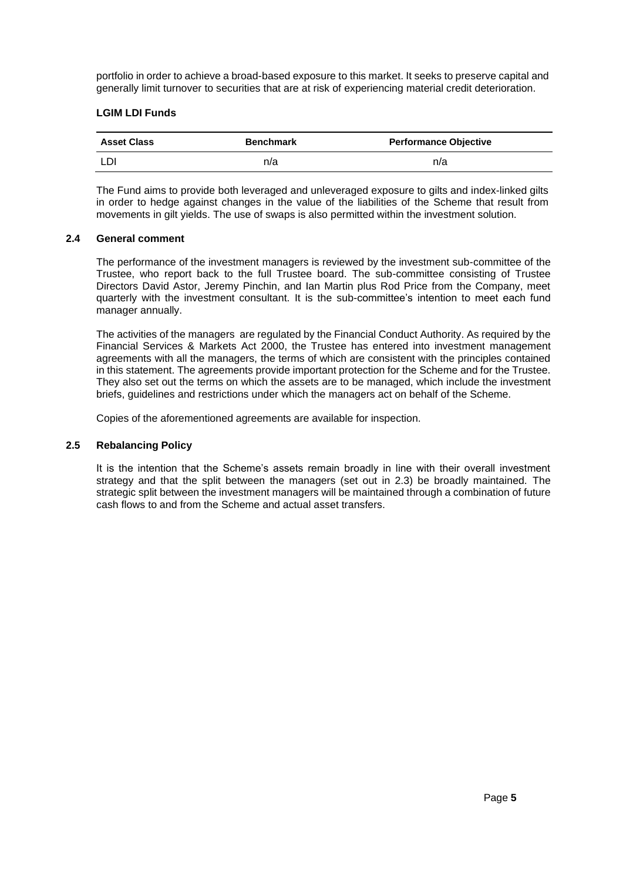portfolio in order to achieve a broad-based exposure to this market. It seeks to preserve capital and generally limit turnover to securities that are at risk of experiencing material credit deterioration.

**LGIM LDI Funds**

| Asset Class | Benchmark | Performance Objective |
|---|---|---|
| LDI | n/a | n/a |

The Fund aims to provide both leveraged and unleveraged exposure to gilts and index-linked gilts in order to hedge against changes in the value of the liabilities of the Scheme that result from movements in gilt yields. The use of swaps is also permitted within the investment solution.

### 2.4 General comment

The performance of the investment managers is reviewed by the investment sub-committee of the Trustee, who report back to the full Trustee board. The sub-committee consisting of Trustee Directors David Astor, Jeremy Pinchin, and Ian Martin plus Rod Price from the Company, meet quarterly with the investment consultant. It is the sub-committee's intention to meet each fund manager annually.

The activities of the managers are regulated by the Financial Conduct Authority. As required by the Financial Services & Markets Act 2000, the Trustee has entered into investment management agreements with all the managers, the terms of which are consistent with the principles contained in this statement. The agreements provide important protection for the Scheme and for the Trustee. They also set out the terms on which the assets are to be managed, which include the investment briefs, guidelines and restrictions under which the managers act on behalf of the Scheme.

Copies of the aforementioned agreements are available for inspection.

### 2.5 Rebalancing Policy

It is the intention that the Scheme's assets remain broadly in line with their overall investment strategy and that the split between the managers (set out in 2.3) be broadly maintained. The strategic split between the investment managers will be maintained through a combination of future cash flows to and from the Scheme and actual asset transfers.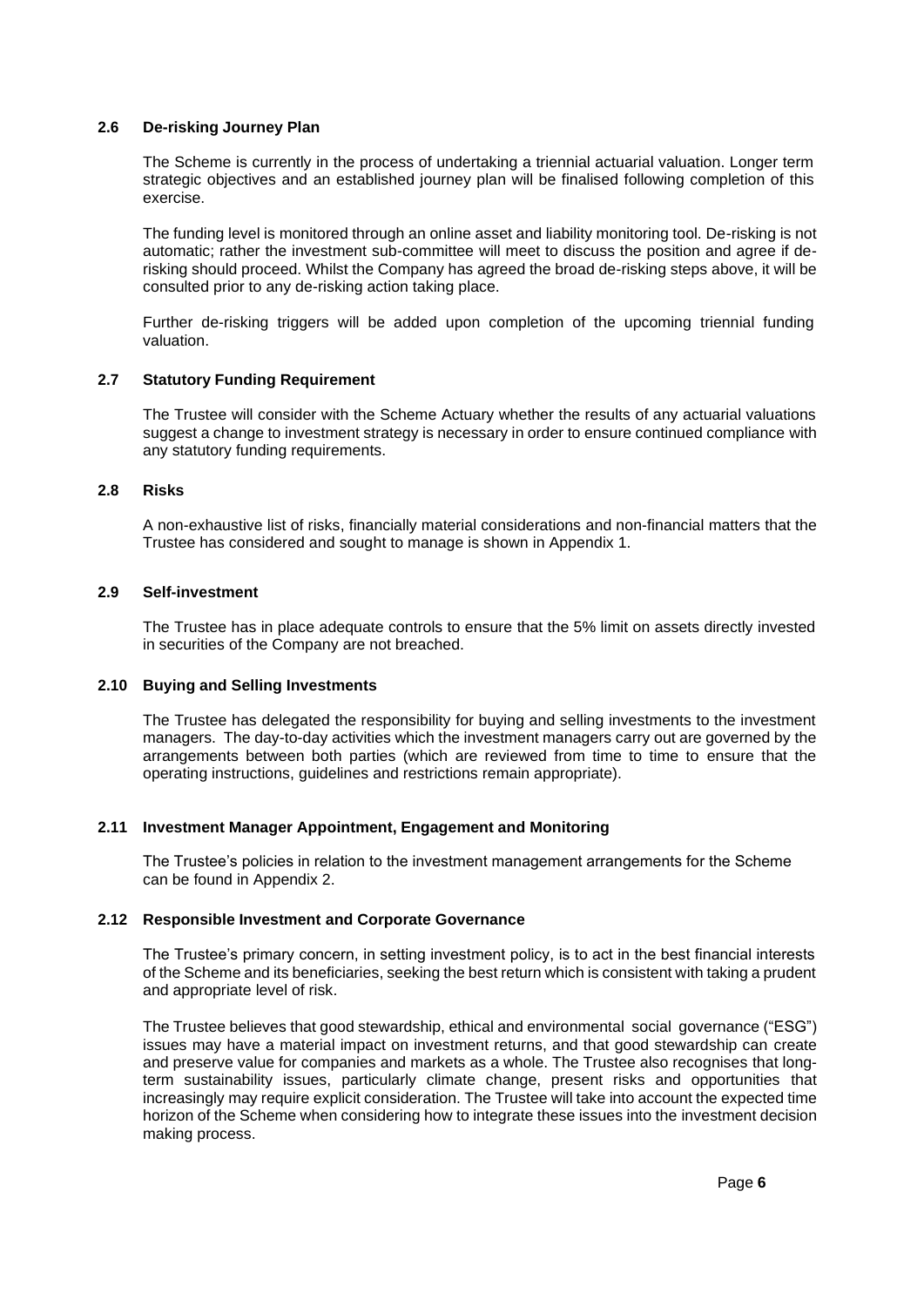### 2.6 De-risking Journey Plan

The Scheme is currently in the process of undertaking a triennial actuarial valuation. Longer term strategic objectives and an established journey plan will be finalised following completion of this exercise.

The funding level is monitored through an online asset and liability monitoring tool. De-risking is not automatic; rather the investment sub-committee will meet to discuss the position and agree if de-risking should proceed. Whilst the Company has agreed the broad de-risking steps above, it will be consulted prior to any de-risking action taking place.

Further de-risking triggers will be added upon completion of the upcoming triennial funding valuation.

### 2.7 Statutory Funding Requirement

The Trustee will consider with the Scheme Actuary whether the results of any actuarial valuations suggest a change to investment strategy is necessary in order to ensure continued compliance with any statutory funding requirements.

### 2.8 Risks

A non-exhaustive list of risks, financially material considerations and non-financial matters that the Trustee has considered and sought to manage is shown in Appendix 1.

### 2.9 Self-investment

The Trustee has in place adequate controls to ensure that the 5% limit on assets directly invested in securities of the Company are not breached.

### 2.10 Buying and Selling Investments

The Trustee has delegated the responsibility for buying and selling investments to the investment managers. The day-to-day activities which the investment managers carry out are governed by the arrangements between both parties (which are reviewed from time to time to ensure that the operating instructions, guidelines and restrictions remain appropriate).

### 2.11 Investment Manager Appointment, Engagement and Monitoring

The Trustee's policies in relation to the investment management arrangements for the Scheme can be found in Appendix 2.

### 2.12 Responsible Investment and Corporate Governance

The Trustee's primary concern, in setting investment policy, is to act in the best financial interests of the Scheme and its beneficiaries, seeking the best return which is consistent with taking a prudent and appropriate level of risk.

The Trustee believes that good stewardship, ethical and environmental social governance ("ESG") issues may have a material impact on investment returns, and that good stewardship can create and preserve value for companies and markets as a whole. The Trustee also recognises that long-term sustainability issues, particularly climate change, present risks and opportunities that increasingly may require explicit consideration. The Trustee will take into account the expected time horizon of the Scheme when considering how to integrate these issues into the investment decision making process.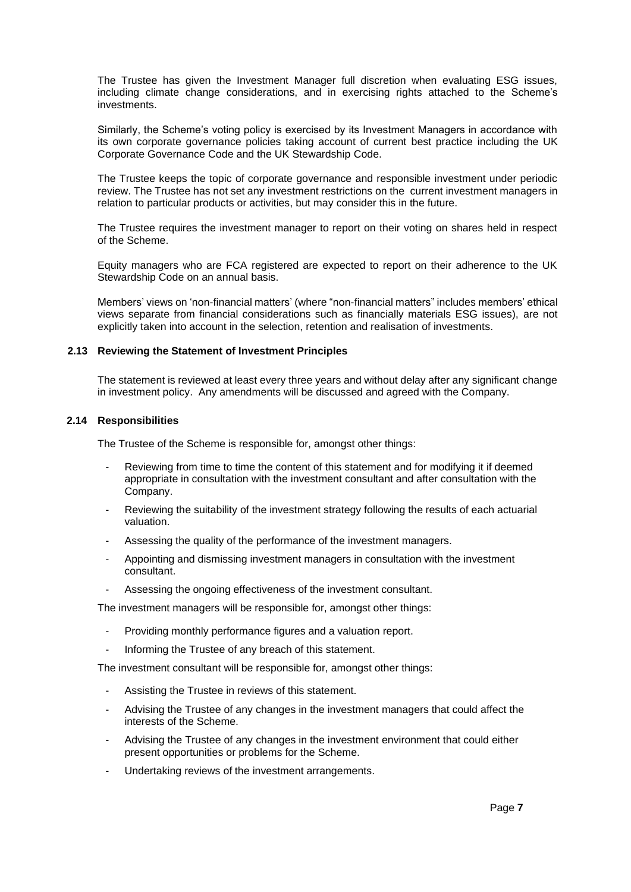The Trustee has given the Investment Manager full discretion when evaluating ESG issues, including climate change considerations, and in exercising rights attached to the Scheme's investments.

Similarly, the Scheme's voting policy is exercised by its Investment Managers in accordance with its own corporate governance policies taking account of current best practice including the UK Corporate Governance Code and the UK Stewardship Code.

The Trustee keeps the topic of corporate governance and responsible investment under periodic review. The Trustee has not set any investment restrictions on the current investment managers in relation to particular products or activities, but may consider this in the future.

The Trustee requires the investment manager to report on their voting on shares held in respect of the Scheme.

Equity managers who are FCA registered are expected to report on their adherence to the UK Stewardship Code on an annual basis.

Members' views on 'non-financial matters' (where "non-financial matters" includes members' ethical views separate from financial considerations such as financially materials ESG issues), are not explicitly taken into account in the selection, retention and realisation of investments.

### 2.13 Reviewing the Statement of Investment Principles

The statement is reviewed at least every three years and without delay after any significant change in investment policy. Any amendments will be discussed and agreed with the Company.

### 2.14 Responsibilities

The Trustee of the Scheme is responsible for, amongst other things:

- Reviewing from time to time the content of this statement and for modifying it if deemed appropriate in consultation with the investment consultant and after consultation with the Company.
- Reviewing the suitability of the investment strategy following the results of each actuarial valuation.
- Assessing the quality of the performance of the investment managers.
- Appointing and dismissing investment managers in consultation with the investment consultant.
- Assessing the ongoing effectiveness of the investment consultant.

The investment managers will be responsible for, amongst other things:

- Providing monthly performance figures and a valuation report.
- Informing the Trustee of any breach of this statement.

The investment consultant will be responsible for, amongst other things:

- Assisting the Trustee in reviews of this statement.
- Advising the Trustee of any changes in the investment managers that could affect the interests of the Scheme.
- Advising the Trustee of any changes in the investment environment that could either present opportunities or problems for the Scheme.
- Undertaking reviews of the investment arrangements.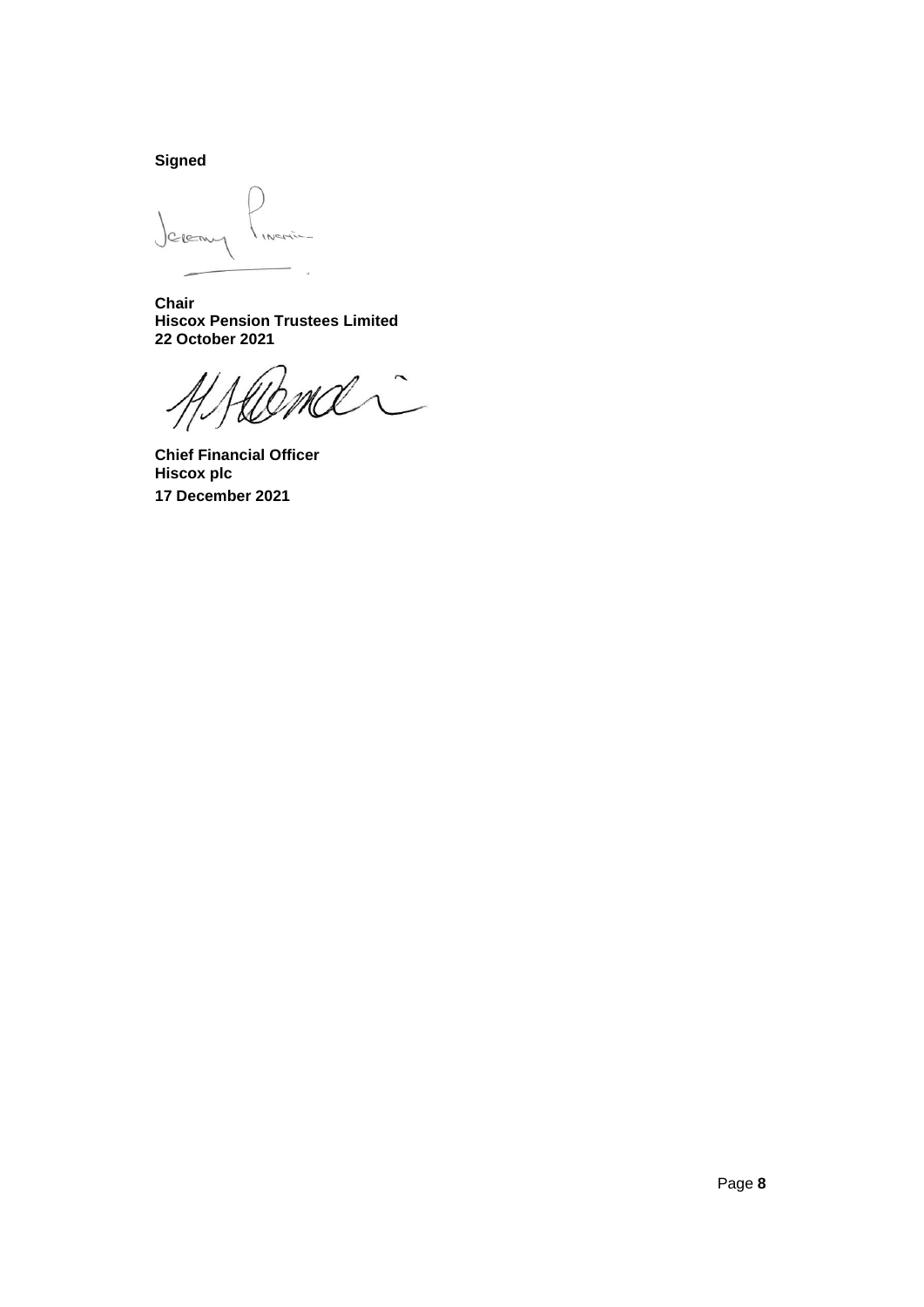**Signed**

**Chair**
**Hiscox Pension Trustees Limited**
**22 October 2021**

**Chief Financial Officer**
**Hiscox plc**
**17 December 2021**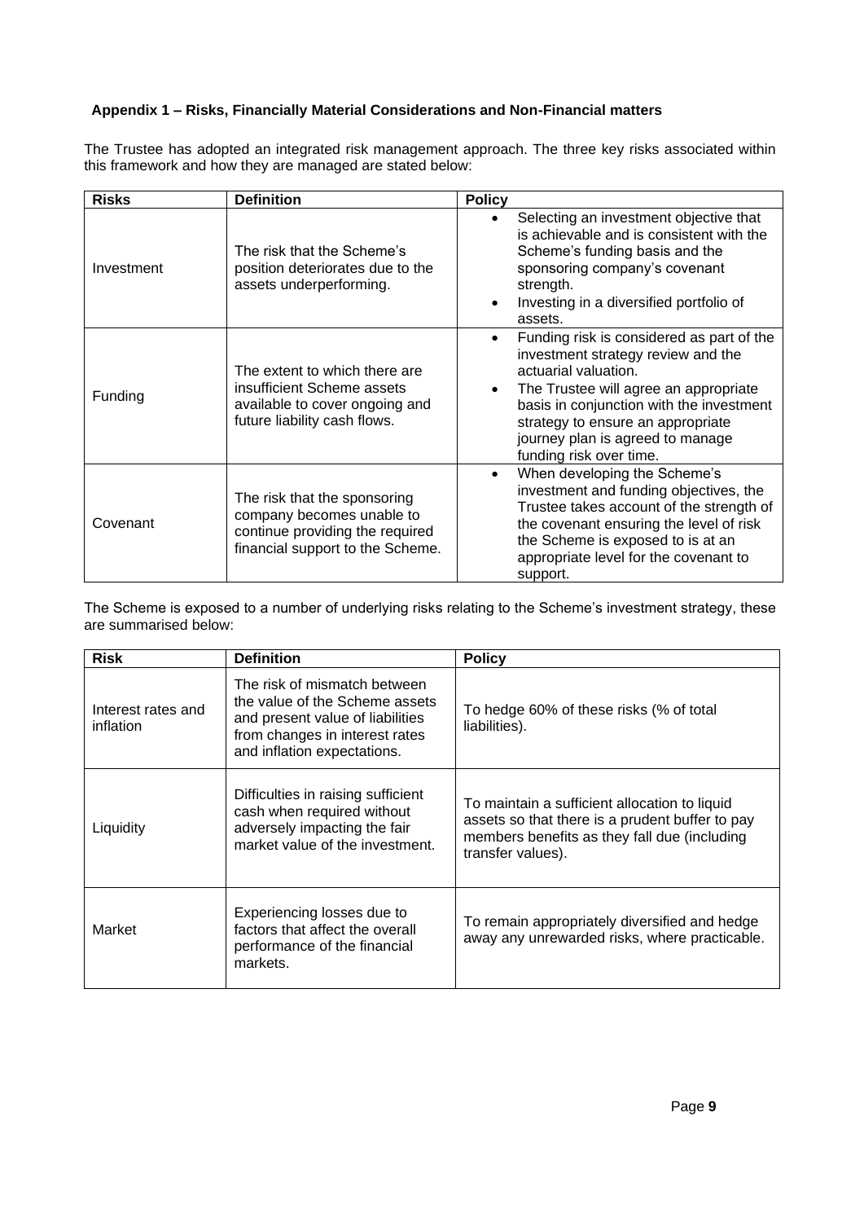### Appendix 1 – Risks, Financially Material Considerations and Non-Financial matters

The Trustee has adopted an integrated risk management approach. The three key risks associated within this framework and how they are managed are stated below:

| Risks | Definition | Policy |
|---|---|---|
| Investment | The risk that the Scheme's position deteriorates due to the assets underperforming. | • Selecting an investment objective that is achievable and is consistent with the Scheme's funding basis and the sponsoring company's covenant strength.<br>• Investing in a diversified portfolio of assets. |
| Funding | The extent to which there are insufficient Scheme assets available to cover ongoing and future liability cash flows. | • Funding risk is considered as part of the investment strategy review and the actuarial valuation.<br>• The Trustee will agree an appropriate basis in conjunction with the investment strategy to ensure an appropriate journey plan is agreed to manage funding risk over time. |
| Covenant | The risk that the sponsoring company becomes unable to continue providing the required financial support to the Scheme. | • When developing the Scheme's investment and funding objectives, the Trustee takes account of the strength of the covenant ensuring the level of risk the Scheme is exposed to is at an appropriate level for the covenant to support. |

The Scheme is exposed to a number of underlying risks relating to the Scheme's investment strategy, these are summarised below:

| Risk | Definition | Policy |
|---|---|---|
| Interest rates and inflation | The risk of mismatch between the value of the Scheme assets and present value of liabilities from changes in interest rates and inflation expectations. | To hedge 60% of these risks (% of total liabilities). |
| Liquidity | Difficulties in raising sufficient cash when required without adversely impacting the fair market value of the investment. | To maintain a sufficient allocation to liquid assets so that there is a prudent buffer to pay members benefits as they fall due (including transfer values). |
| Market | Experiencing losses due to factors that affect the overall performance of the financial markets. | To remain appropriately diversified and hedge away any unrewarded risks, where practicable. |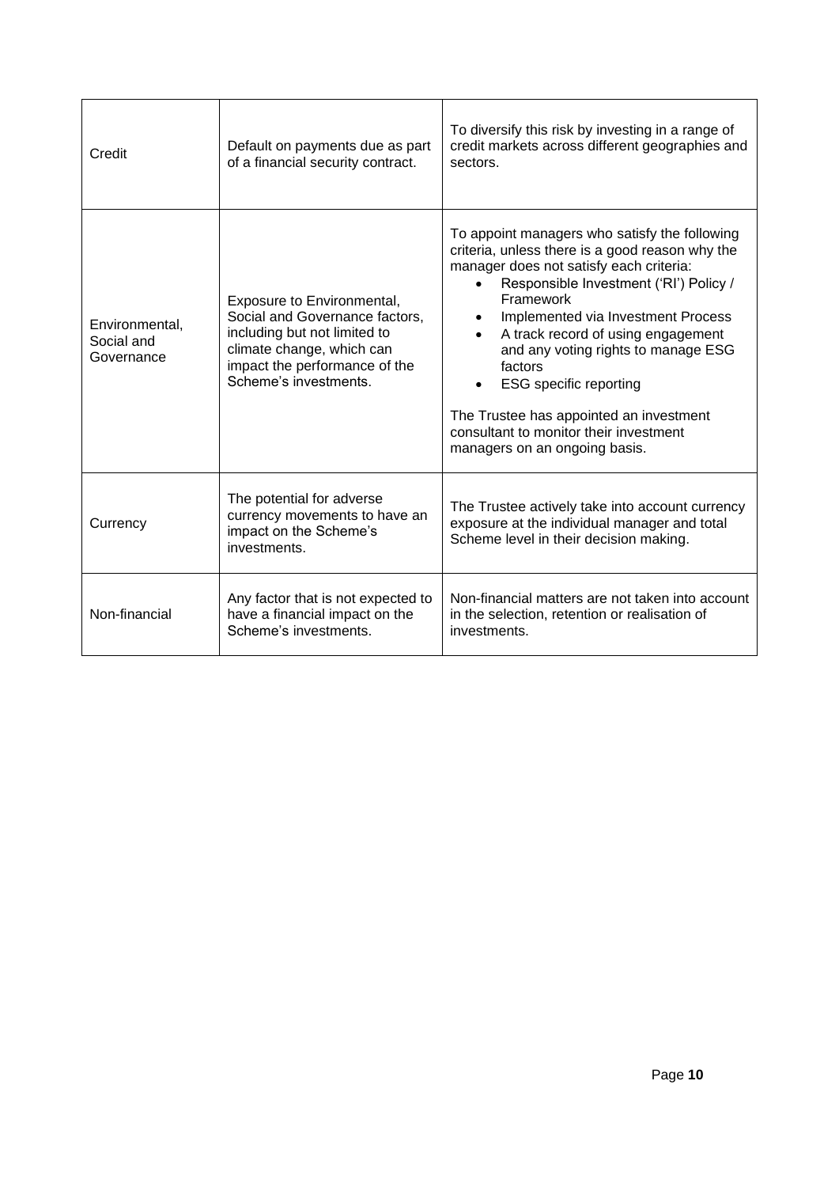| | | |
|---|---|---|
| Credit | Default on payments due as part of a financial security contract. | To diversify this risk by investing in a range of credit markets across different geographies and sectors. |
| Environmental, Social and Governance | Exposure to Environmental, Social and Governance factors, including but not limited to climate change, which can impact the performance of the Scheme's investments. | To appoint managers who satisfy the following criteria, unless there is a good reason why the manager does not satisfy each criteria:<br>• Responsible Investment ('RI') Policy / Framework<br>• Implemented via Investment Process<br>• A track record of using engagement and any voting rights to manage ESG factors<br>• ESG specific reporting<br><br>The Trustee has appointed an investment consultant to monitor their investment managers on an ongoing basis. |
| Currency | The potential for adverse currency movements to have an impact on the Scheme's investments. | The Trustee actively take into account currency exposure at the individual manager and total Scheme level in their decision making. |
| Non-financial | Any factor that is not expected to have a financial impact on the Scheme's investments. | Non-financial matters are not taken into account in the selection, retention or realisation of investments. |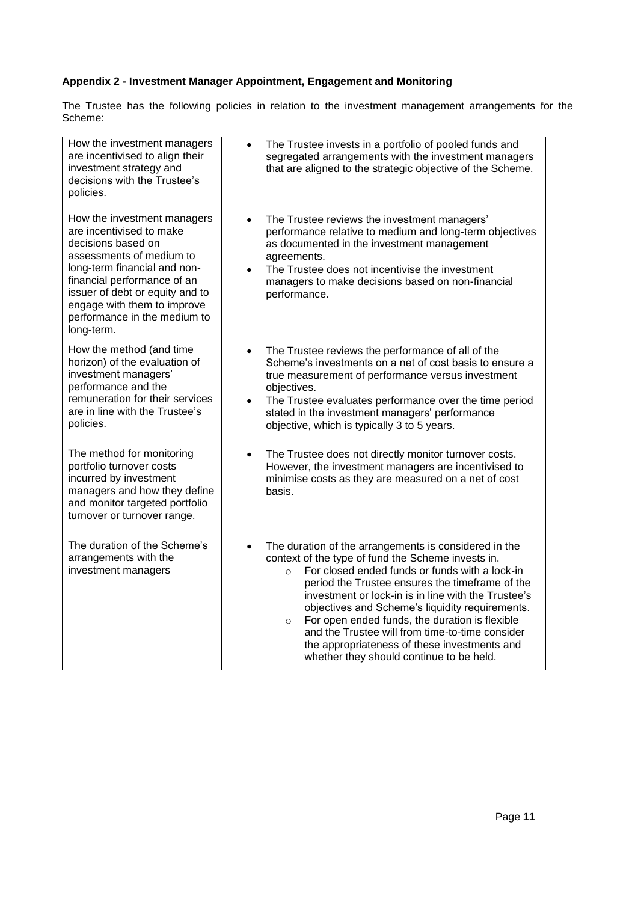**Appendix 2 - Investment Manager Appointment, Engagement and Monitoring**

The Trustee has the following policies in relation to the investment management arrangements for the Scheme:

| | |
|---|---|
| How the investment managers are incentivised to align their investment strategy and decisions with the Trustee's policies. | • The Trustee invests in a portfolio of pooled funds and segregated arrangements with the investment managers that are aligned to the strategic objective of the Scheme. |
| How the investment managers are incentivised to make decisions based on assessments of medium to long-term financial and non-financial performance of an issuer of debt or equity and to engage with them to improve performance in the medium to long-term. | • The Trustee reviews the investment managers' performance relative to medium and long-term objectives as documented in the investment management agreements.<br>• The Trustee does not incentivise the investment managers to make decisions based on non-financial performance. |
| How the method (and time horizon) of the evaluation of investment managers' performance and the remuneration for their services are in line with the Trustee's policies. | • The Trustee reviews the performance of all of the Scheme's investments on a net of cost basis to ensure a true measurement of performance versus investment objectives.<br>• The Trustee evaluates performance over the time period stated in the investment managers' performance objective, which is typically 3 to 5 years. |
| The method for monitoring portfolio turnover costs incurred by investment managers and how they define and monitor targeted portfolio turnover or turnover range. | • The Trustee does not directly monitor turnover costs. However, the investment managers are incentivised to minimise costs as they are measured on a net of cost basis. |
| The duration of the Scheme's arrangements with the investment managers | • The duration of the arrangements is considered in the context of the type of fund the Scheme invests in.<br>  ○ For closed ended funds or funds with a lock-in period the Trustee ensures the timeframe of the investment or lock-in is in line with the Trustee's objectives and Scheme's liquidity requirements.<br>  ○ For open ended funds, the duration is flexible and the Trustee will from time-to-time consider the appropriateness of these investments and whether they should continue to be held. |